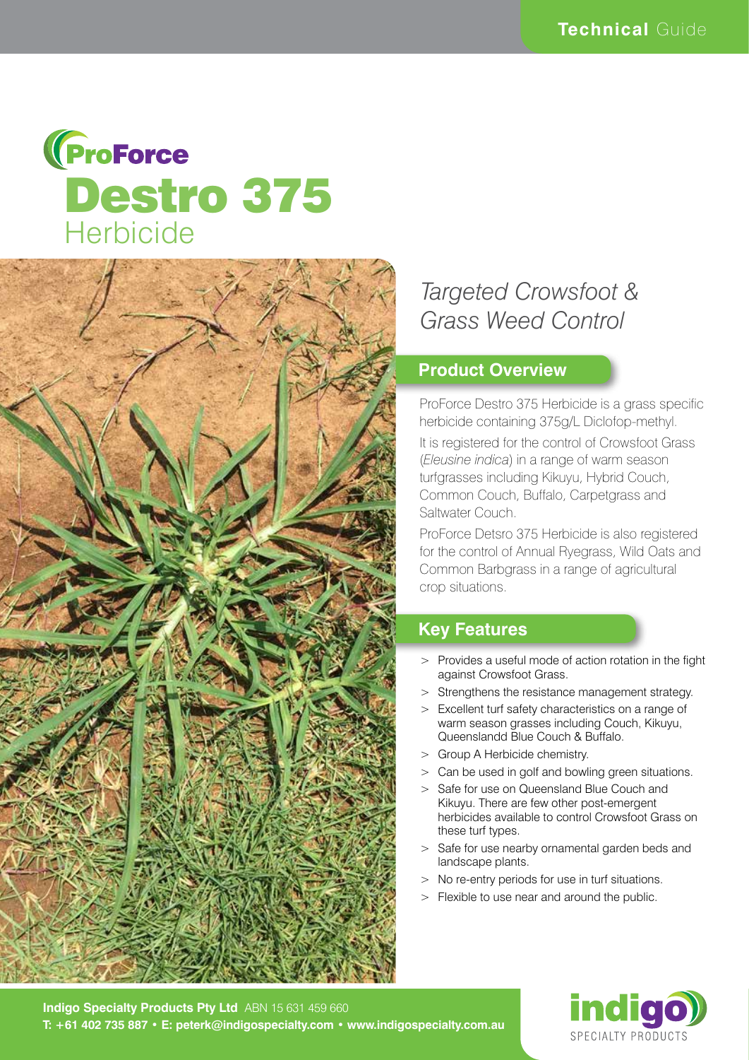Technical Guide

# ProForce Destro 375 Herbicide

*Targeted Crowsfoot & Grass Weed Control*

## Product Overview

ProForce Destro 375 Herbicide is a grass specific herbicide containing 375g/L Diclofop-methyl.

It is registered for the control of Crowsfoot Grass (*Eleusine indica*) in a range of warm season turfgrasses including Kikuyu, Hybrid Couch, Common Couch, Buffalo, Carpetgrass and Saltwater Couch.

ProForce Detsro 375 Herbicide is also registered for the control of Annual Ryegrass, Wild Oats and Common Barbgrass in a range of agricultural crop situations.

## Key Features

- Provides a useful mode of action rotation in the fight against Crowsfoot Grass.
- Strengthens the resistance management strategy.
- Excellent turf safety characteristics on a range of warm season grasses including Couch, Kikuyu, Queenslandd Blue Couch & Buffalo.
- Group A Herbicide chemistry.
- Can be used in golf and bowling green situations.
- Safe for use on Queensland Blue Couch and Kikuyu. There are few other post-emergent herbicides available to control Crowsfoot Grass on these turf types.
- Safe for use nearby ornamental garden beds and landscape plants.
- No re-entry periods for use in turf situations.
- Flexible to use near and around the public.

**Indigo Specialty Products Pty Ltd** ABN 15 631 459 660
**T: +61 402 735 887 • E: peterk@indigospecialty.com • www.indigospecialty.com.au**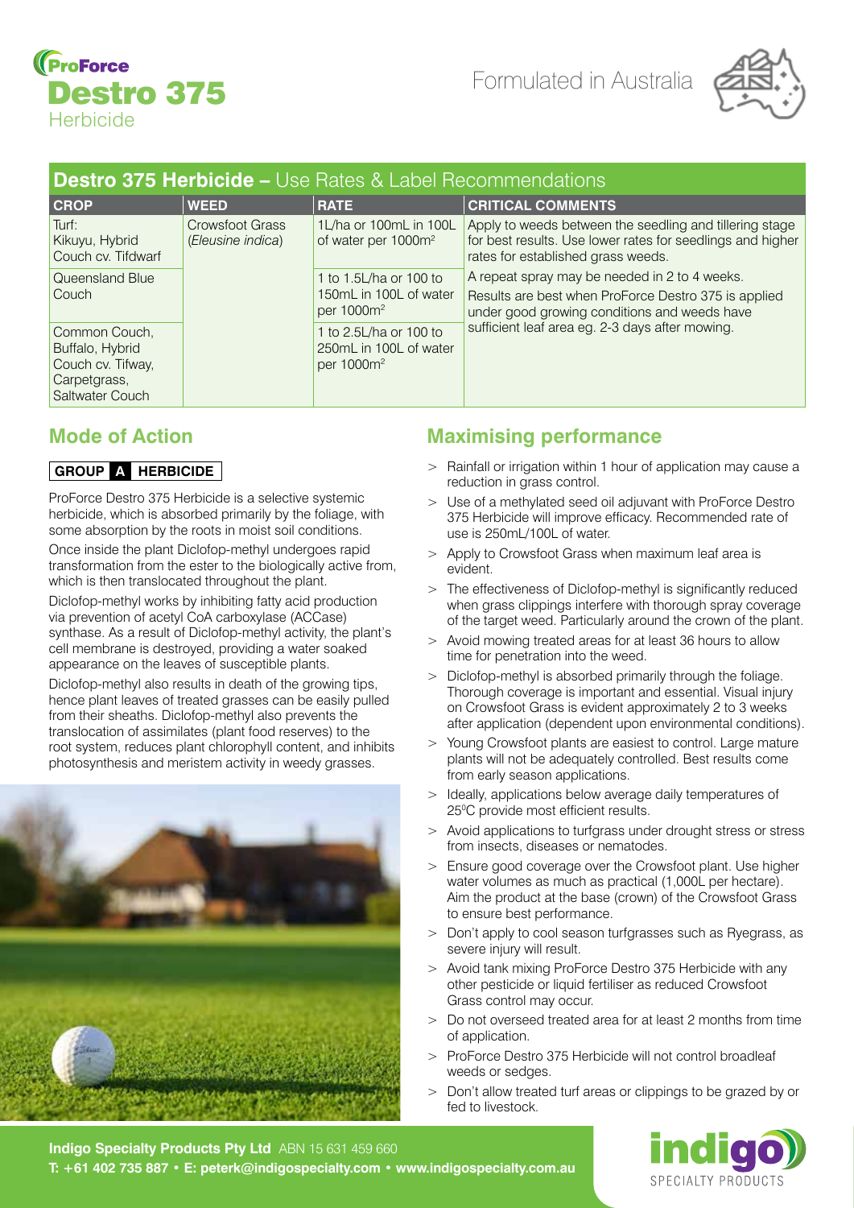# ProForce Destro 375 Herbicide

Formulated in Australia

## Destro 375 Herbicide – Use Rates & Label Recommendations

| CROP | WEED | RATE | CRITICAL COMMENTS |
|---|---|---|---|
| Turf: Kikuyu, Hybrid Couch cv. Tifdwarf | Crowsfoot Grass (*Eleusine indica*) | 1L/ha or 100mL in 100L of water per 1000m² | Apply to weeds between the seedling and tillering stage for best results. Use lower rates for seedlings and higher rates for established grass weeds. |
| Queensland Blue Couch | | 1 to 1.5L/ha or 100 to 150mL in 100L of water per 1000m² | A repeat spray may be needed in 2 to 4 weeks. Results are best when ProForce Destro 375 is applied under good growing conditions and weeds have sufficient leaf area eg. 2-3 days after mowing. |
| Common Couch, Buffalo, Hybrid Couch cv. Tifway, Carpetgrass, Saltwater Couch | | 1 to 2.5L/ha or 100 to 250mL in 100L of water per 1000m² | |

## Mode of Action

**GROUP A HERBICIDE**

ProForce Destro 375 Herbicide is a selective systemic herbicide, which is absorbed primarily by the foliage, with some absorption by the roots in moist soil conditions.

Once inside the plant Diclofop-methyl undergoes rapid transformation from the ester to the biologically active from, which is then translocated throughout the plant.

Diclofop-methyl works by inhibiting fatty acid production via prevention of acetyl CoA carboxylase (ACCase) synthase. As a result of Diclofop-methyl activity, the plant's cell membrane is destroyed, providing a water soaked appearance on the leaves of susceptible plants.

Diclofop-methyl also results in death of the growing tips, hence plant leaves of treated grasses can be easily pulled from their sheaths. Diclofop-methyl also prevents the translocation of assimilates (plant food reserves) to the root system, reduces plant chlorophyll content, and inhibits photosynthesis and meristem activity in weedy grasses.

## Maximising performance

- Rainfall or irrigation within 1 hour of application may cause a reduction in grass control.
- Use of a methylated seed oil adjuvant with ProForce Destro 375 Herbicide will improve efficacy. Recommended rate of use is 250mL/100L of water.
- Apply to Crowsfoot Grass when maximum leaf area is evident.
- The effectiveness of Diclofop-methyl is significantly reduced when grass clippings interfere with thorough spray coverage of the target weed. Particularly around the crown of the plant.
- Avoid mowing treated areas for at least 36 hours to allow time for penetration into the weed.
- Diclofop-methyl is absorbed primarily through the foliage. Thorough coverage is important and essential. Visual injury on Crowsfoot Grass is evident approximately 2 to 3 weeks after application (dependent upon environmental conditions).
- Young Crowsfoot plants are easiest to control. Large mature plants will not be adequately controlled. Best results come from early season applications.
- Ideally, applications below average daily temperatures of 25°C provide most efficient results.
- Avoid applications to turfgrass under drought stress or stress from insects, diseases or nematodes.
- Ensure good coverage over the Crowsfoot plant. Use higher water volumes as much as practical (1,000L per hectare). Aim the product at the base (crown) of the Crowsfoot Grass to ensure best performance.
- Don't apply to cool season turfgrasses such as Ryegrass, as severe injury will result.
- Avoid tank mixing ProForce Destro 375 Herbicide with any other pesticide or liquid fertiliser as reduced Crowsfoot Grass control may occur.
- Do not overseed treated area for at least 2 months from time of application.
- ProForce Destro 375 Herbicide will not control broadleaf weeds or sedges.
- Don't allow treated turf areas or clippings to be grazed by or fed to livestock.

**Indigo Specialty Products Pty Ltd** ABN 15 631 459 660
**T: +61 402 735 887 • E: peterk@indigospecialty.com • www.indigospecialty.com.au**